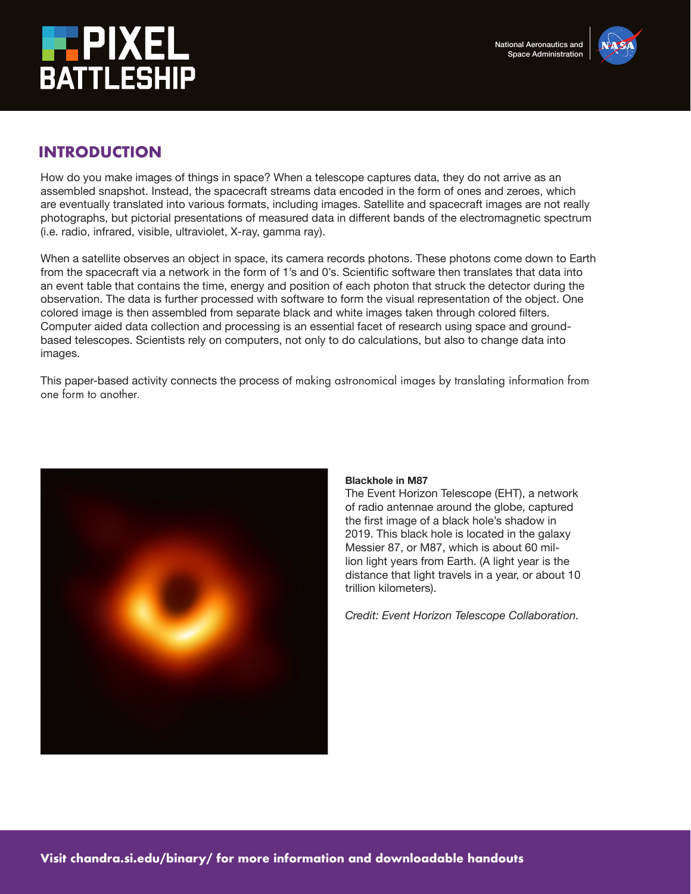# PIXEL BATTLESHIP

## INTRODUCTION

How do you make images of things in space? When a telescope captures data, they do not arrive as an assembled snapshot. Instead, the spacecraft streams data encoded in the form of ones and zeroes, which are eventually translated into various formats, including images. Satellite and spacecraft images are not really photographs, but pictorial presentations of measured data in different bands of the electromagnetic spectrum (i.e. radio, infrared, visible, ultraviolet, X-ray, gamma ray).

When a satellite observes an object in space, its camera records photons. These photons come down to Earth from the spacecraft via a network in the form of 1's and 0's. Scientific software then translates that data into an event table that contains the time, energy and position of each photon that struck the detector during the observation. The data is further processed with software to form the visual representation of the object. One colored image is then assembled from separate black and white images taken through colored filters. Computer aided data collection and processing is an essential facet of research using space and ground-based telescopes. Scientists rely on computers, not only to do calculations, but also to change data into images.

This paper-based activity connects the process of making astronomical images by translating information from one form to another.

**Blackhole in M87**
The Event Horizon Telescope (EHT), a network of radio antennae around the globe, captured the first image of a black hole's shadow in 2019. This black hole is located in the galaxy Messier 87, or M87, which is about 60 million light years from Earth. (A light year is the distance that light travels in a year, or about 10 trillion kilometers).

*Credit: Event Horizon Telescope Collaboration.*

**Visit chandra.si.edu/binary/ for more information and downloadable handouts**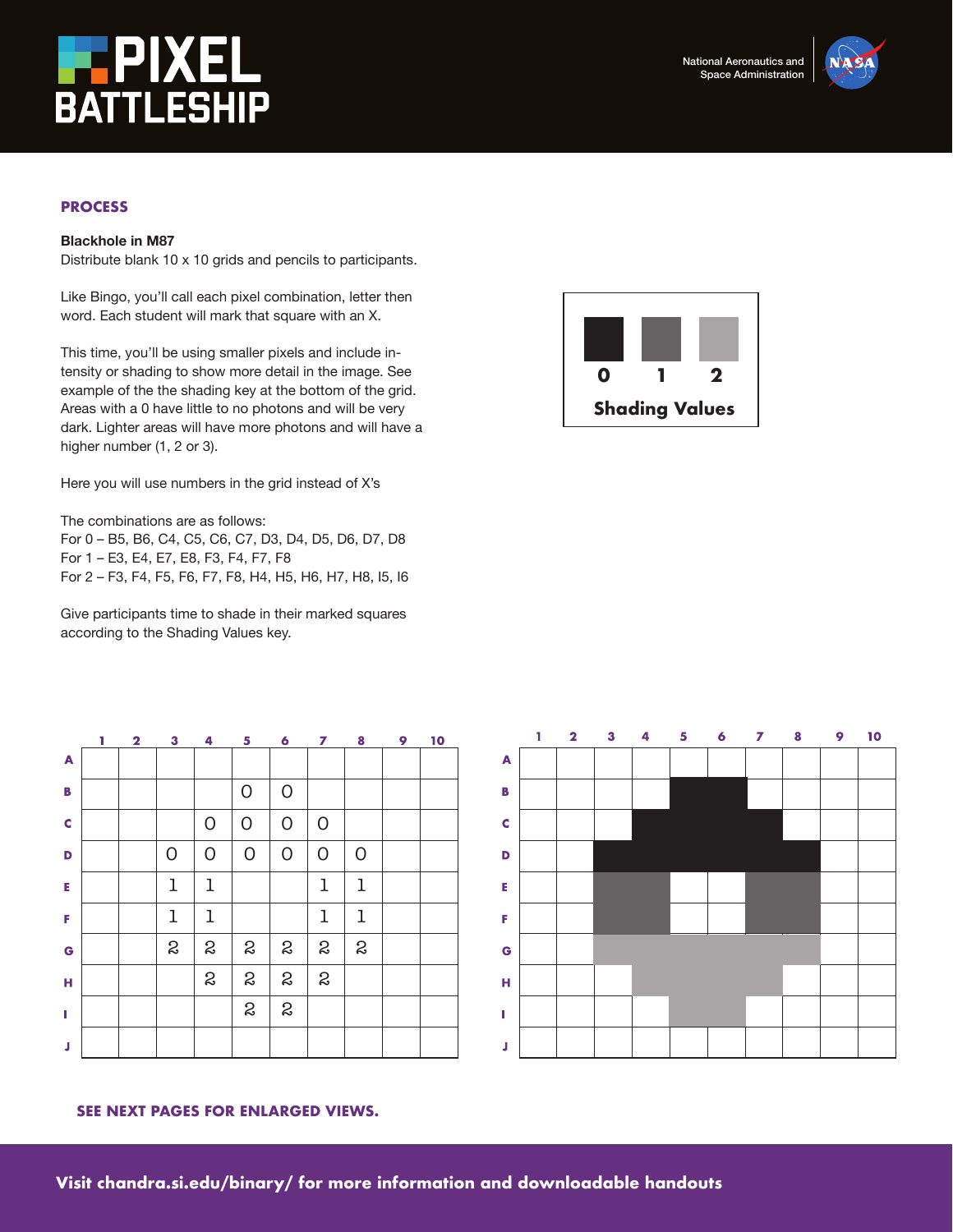PIXEL BATTLESHIP

National Aeronautics and Space Administration

## PROCESS

**Blackhole in M87**

Distribute blank 10 x 10 grids and pencils to participants.

Like Bingo, you'll call each pixel combination, letter then word. Each student will mark that square with an X.

This time, you'll be using smaller pixels and include intensity or shading to show more detail in the image. See example of the the shading key at the bottom of the grid. Areas with a 0 have little to no photons and will be very dark. Lighter areas will have more photons and will have a higher number (1, 2 or 3).

Here you will use numbers in the grid instead of X's

The combinations are as follows:
For 0 – B5, B6, C4, C5, C6, C7, D3, D4, D5, D6, D7, D8
For 1 – E3, E4, E7, E8, F3, F4, F7, F8
For 2 – F3, F4, F5, F6, F7, F8, H4, H5, H6, H7, H8, I5, I6

Give participants time to shade in their marked squares according to the Shading Values key.

| 0 | 1 | 2 |
|---|---|---|

**Shading Values**

| | 1 | 2 | 3 | 4 | 5 | 6 | 7 | 8 | 9 | 10 |
|---|---|---|---|---|---|---|---|---|---|---|
| A | | | | | | | | | | |
| B | | | | | 0 | 0 | | | | |
| C | | | | 0 | 0 | 0 | 0 | | | |
| D | | | 0 | 0 | 0 | 0 | 0 | 0 | | |
| E | | | 1 | 1 | | | 1 | 1 | | |
| F | | | 1 | 1 | | | 1 | 1 | | |
| G | | | 2 | 2 | 2 | 2 | 2 | 2 | | |
| H | | | | 2 | 2 | 2 | 2 | | | |
| I | | | | | 2 | 2 | | | | |
| J | | | | | | | | | | |

**SEE NEXT PAGES FOR ENLARGED VIEWS.**

**Visit chandra.si.edu/binary/ for more information and downloadable handouts**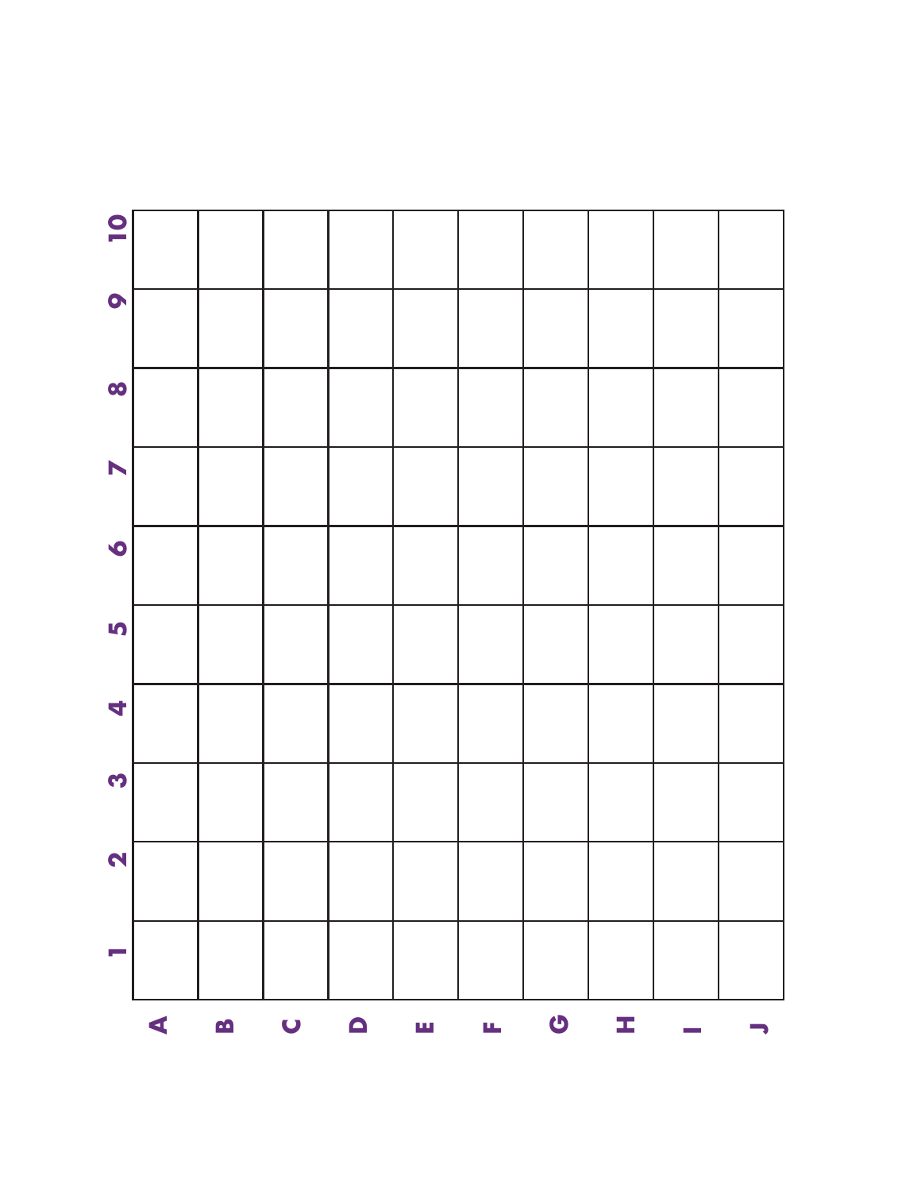| | 1 | 2 | 3 | 4 | 5 | 6 | 7 | 8 | 9 | 10 |
|---|---|---|---|---|---|---|---|---|---|---|
| A | | | | | | | | | | |
| B | | | | | | | | | | |
| C | | | | | | | | | | |
| D | | | | | | | | | | |
| E | | | | | | | | | | |
| F | | | | | | | | | | |
| G | | | | | | | | | | |
| H | | | | | | | | | | |
| I | | | | | | | | | | |
| J | | | | | | | | | | |